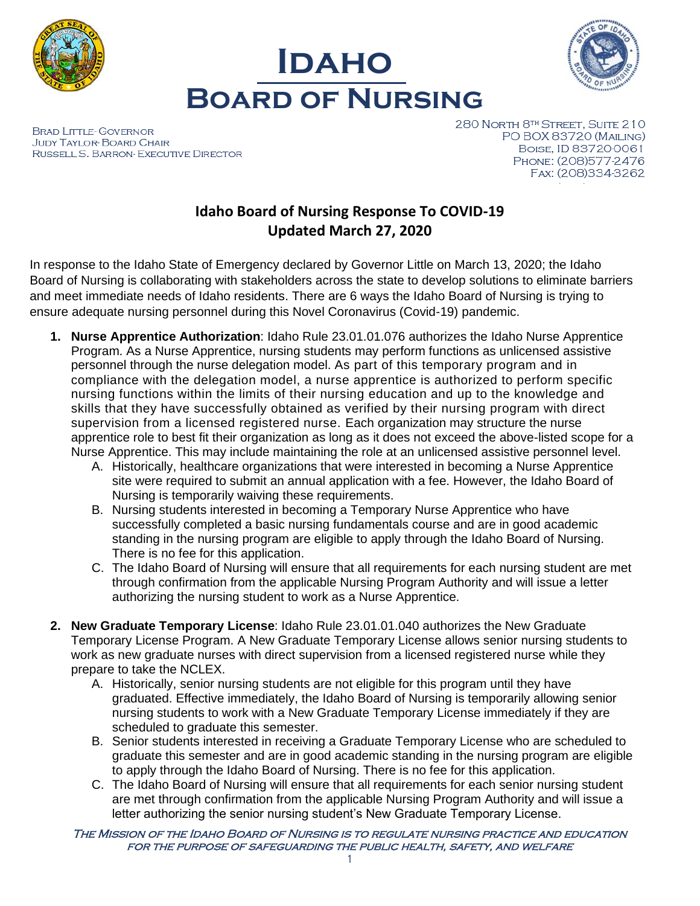# Idaho Board of Nursing

BRAD LITTLE- GOVERNOR
JUDY TAYLOR- BOARD CHAIR
RUSSELL S. BARRON- EXECUTIVE DIRECTOR

280 NORTH 8TH STREET, SUITE 210
PO BOX 83720 (MAILING)
BOISE, ID 83720-0061
PHONE: (208)577-2476
FAX: (208)334-3262

## Idaho Board of Nursing Response To COVID-19
## Updated March 27, 2020

In response to the Idaho State of Emergency declared by Governor Little on March 13, 2020; the Idaho Board of Nursing is collaborating with stakeholders across the state to develop solutions to eliminate barriers and meet immediate needs of Idaho residents. There are 6 ways the Idaho Board of Nursing is trying to ensure adequate nursing personnel during this Novel Coronavirus (Covid-19) pandemic.

1. **Nurse Apprentice Authorization**: Idaho Rule 23.01.01.076 authorizes the Idaho Nurse Apprentice Program. As a Nurse Apprentice, nursing students may perform functions as unlicensed assistive personnel through the nurse delegation model. As part of this temporary program and in compliance with the delegation model, a nurse apprentice is authorized to perform specific nursing functions within the limits of their nursing education and up to the knowledge and skills that they have successfully obtained as verified by their nursing program with direct supervision from a licensed registered nurse. Each organization may structure the nurse apprentice role to best fit their organization as long as it does not exceed the above-listed scope for a Nurse Apprentice. This may include maintaining the role at an unlicensed assistive personnel level.
   A. Historically, healthcare organizations that were interested in becoming a Nurse Apprentice site were required to submit an annual application with a fee. However, the Idaho Board of Nursing is temporarily waiving these requirements.
   B. Nursing students interested in becoming a Temporary Nurse Apprentice who have successfully completed a basic nursing fundamentals course and are in good academic standing in the nursing program are eligible to apply through the Idaho Board of Nursing. There is no fee for this application.
   C. The Idaho Board of Nursing will ensure that all requirements for each nursing student are met through confirmation from the applicable Nursing Program Authority and will issue a letter authorizing the nursing student to work as a Nurse Apprentice.

2. **New Graduate Temporary License**: Idaho Rule 23.01.01.040 authorizes the New Graduate Temporary License Program. A New Graduate Temporary License allows senior nursing students to work as new graduate nurses with direct supervision from a licensed registered nurse while they prepare to take the NCLEX.
   A. Historically, senior nursing students are not eligible for this program until they have graduated. Effective immediately, the Idaho Board of Nursing is temporarily allowing senior nursing students to work with a New Graduate Temporary License immediately if they are scheduled to graduate this semester.
   B. Senior students interested in receiving a Graduate Temporary License who are scheduled to graduate this semester and are in good academic standing in the nursing program are eligible to apply through the Idaho Board of Nursing. There is no fee for this application.
   C. The Idaho Board of Nursing will ensure that all requirements for each senior nursing student are met through confirmation from the applicable Nursing Program Authority and will issue a letter authorizing the senior nursing student's New Graduate Temporary License.

*The Mission of the Idaho Board of Nursing is to regulate nursing practice and education for the purpose of safeguarding the public health, safety, and welfare*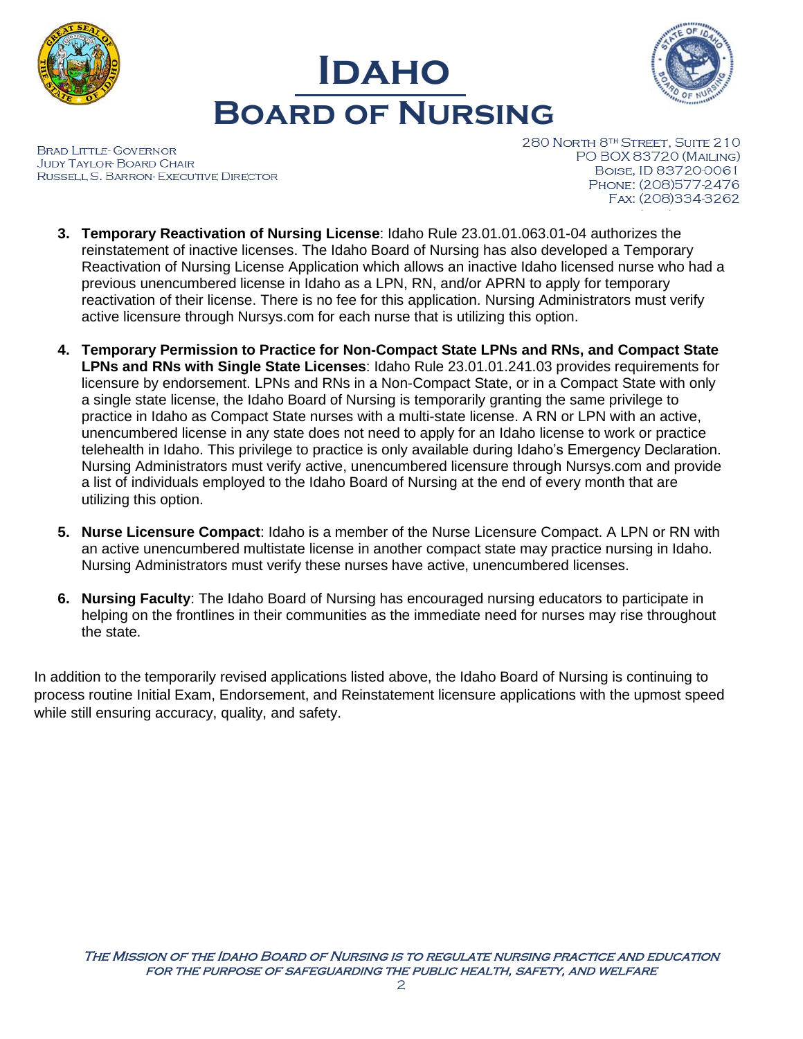3. **Temporary Reactivation of Nursing License**: Idaho Rule 23.01.01.063.01-04 authorizes the reinstatement of inactive licenses. The Idaho Board of Nursing has also developed a Temporary Reactivation of Nursing License Application which allows an inactive Idaho licensed nurse who had a previous unencumbered license in Idaho as a LPN, RN, and/or APRN to apply for temporary reactivation of their license. There is no fee for this application. Nursing Administrators must verify active licensure through Nursys.com for each nurse that is utilizing this option.

4. **Temporary Permission to Practice for Non-Compact State LPNs and RNs, and Compact State LPNs and RNs with Single State Licenses**: Idaho Rule 23.01.01.241.03 provides requirements for licensure by endorsement. LPNs and RNs in a Non-Compact State, or in a Compact State with only a single state license, the Idaho Board of Nursing is temporarily granting the same privilege to practice in Idaho as Compact State nurses with a multi-state license. A RN or LPN with an active, unencumbered license in any state does not need to apply for an Idaho license to work or practice telehealth in Idaho. This privilege to practice is only available during Idaho's Emergency Declaration. Nursing Administrators must verify active, unencumbered licensure through Nursys.com and provide a list of individuals employed to the Idaho Board of Nursing at the end of every month that are utilizing this option.

5. **Nurse Licensure Compact**: Idaho is a member of the Nurse Licensure Compact. A LPN or RN with an active unencumbered multistate license in another compact state may practice nursing in Idaho. Nursing Administrators must verify these nurses have active, unencumbered licenses.

6. **Nursing Faculty**: The Idaho Board of Nursing has encouraged nursing educators to participate in helping on the frontlines in their communities as the immediate need for nurses may rise throughout the state.

In addition to the temporarily revised applications listed above, the Idaho Board of Nursing is continuing to process routine Initial Exam, Endorsement, and Reinstatement licensure applications with the upmost speed while still ensuring accuracy, quality, and safety.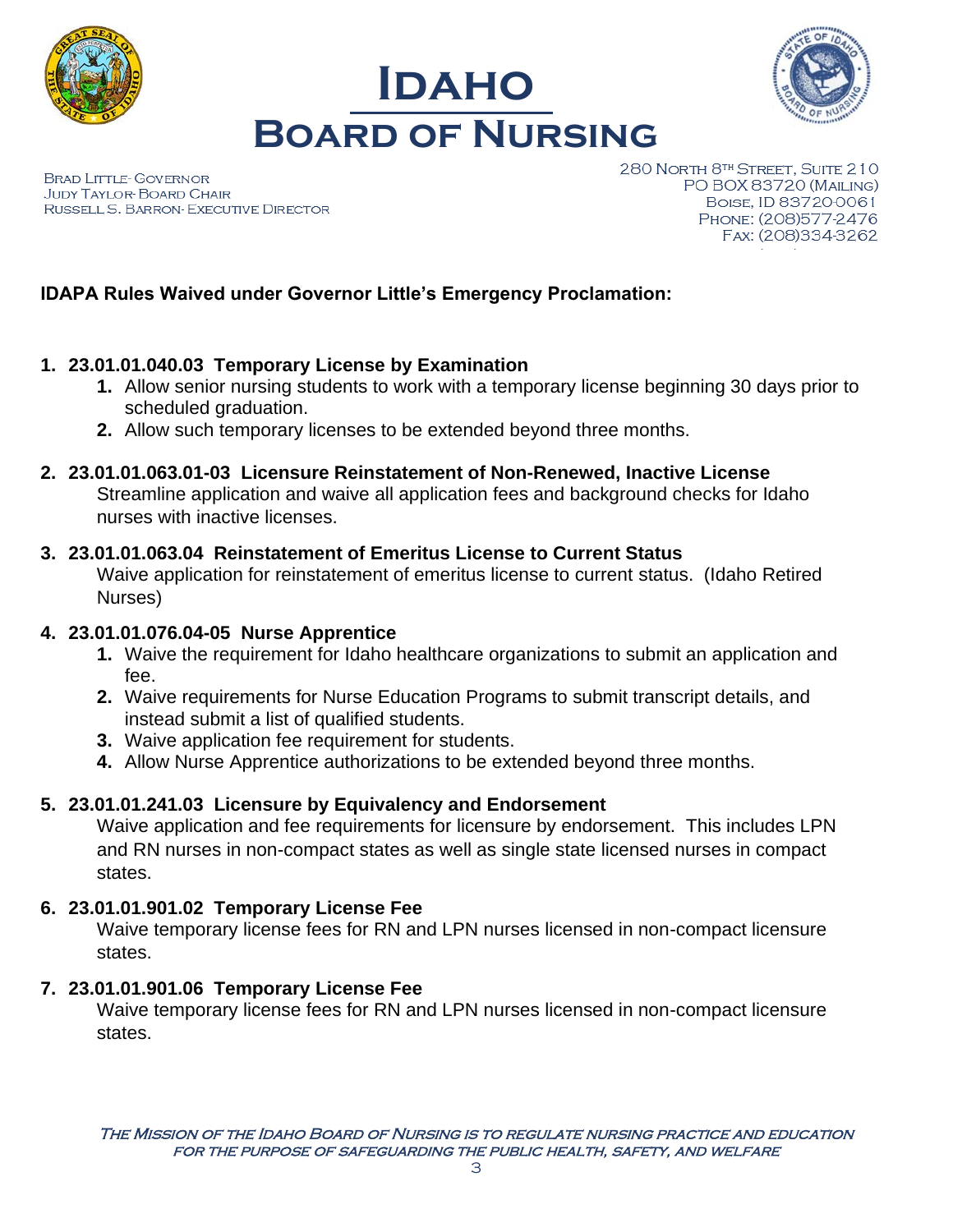# Idaho Board of Nursing

Brad Little- Governor
Judy Taylor- Board Chair
Russell S. Barron- Executive Director

280 North 8th Street, Suite 210
PO BOX 83720 (Mailing)
Boise, ID 83720-0061
Phone: (208)577-2476
Fax: (208)334-3262

**IDAPA Rules Waived under Governor Little's Emergency Proclamation:**

1. **23.01.01.040.03 Temporary License by Examination**
   1. Allow senior nursing students to work with a temporary license beginning 30 days prior to scheduled graduation.
   2. Allow such temporary licenses to be extended beyond three months.
2. **23.01.01.063.01-03 Licensure Reinstatement of Non-Renewed, Inactive License**
   Streamline application and waive all application fees and background checks for Idaho nurses with inactive licenses.
3. **23.01.01.063.04 Reinstatement of Emeritus License to Current Status**
   Waive application for reinstatement of emeritus license to current status. (Idaho Retired Nurses)
4. **23.01.01.076.04-05 Nurse Apprentice**
   1. Waive the requirement for Idaho healthcare organizations to submit an application and fee.
   2. Waive requirements for Nurse Education Programs to submit transcript details, and instead submit a list of qualified students.
   3. Waive application fee requirement for students.
   4. Allow Nurse Apprentice authorizations to be extended beyond three months.
5. **23.01.01.241.03 Licensure by Equivalency and Endorsement**
   Waive application and fee requirements for licensure by endorsement. This includes LPN and RN nurses in non-compact states as well as single state licensed nurses in compact states.
6. **23.01.01.901.02 Temporary License Fee**
   Waive temporary license fees for RN and LPN nurses licensed in non-compact licensure states.
7. **23.01.01.901.06 Temporary License Fee**
   Waive temporary license fees for RN and LPN nurses licensed in non-compact licensure states.

*The Mission of the Idaho Board of Nursing is to regulate nursing practice and education for the purpose of safeguarding the public health, safety, and welfare*